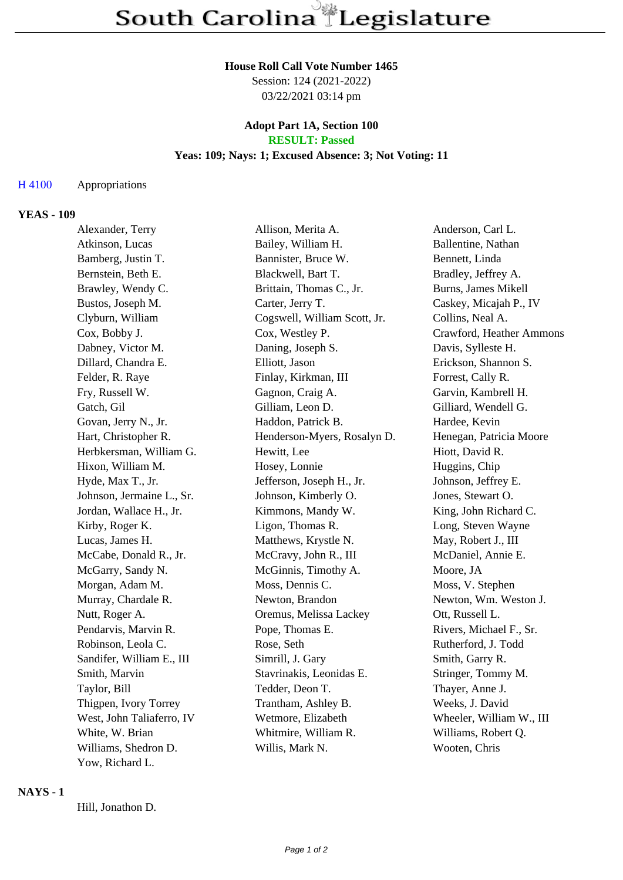# South Carolina Legislature

**House Roll Call Vote Number 1465**
Session: 124 (2021-2022)
03/22/2021 03:14 pm

**Adopt Part 1A, Section 100**
**RESULT: Passed**
**Yeas: 109; Nays: 1; Excused Absence: 3; Not Voting: 11**

H 4100 Appropriations

### YEAS - 109

| | | |
|---|---|---|
| Alexander, Terry | Allison, Merita A. | Anderson, Carl L. |
| Atkinson, Lucas | Bailey, William H. | Ballentine, Nathan |
| Bamberg, Justin T. | Bannister, Bruce W. | Bennett, Linda |
| Bernstein, Beth E. | Blackwell, Bart T. | Bradley, Jeffrey A. |
| Brawley, Wendy C. | Brittain, Thomas C., Jr. | Burns, James Mikell |
| Bustos, Joseph M. | Carter, Jerry T. | Caskey, Micajah P., IV |
| Clyburn, William | Cogswell, William Scott, Jr. | Collins, Neal A. |
| Cox, Bobby J. | Cox, Westley P. | Crawford, Heather Ammons |
| Dabney, Victor M. | Daning, Joseph S. | Davis, Sylleste H. |
| Dillard, Chandra E. | Elliott, Jason | Erickson, Shannon S. |
| Felder, R. Raye | Finlay, Kirkman, III | Forrest, Cally R. |
| Fry, Russell W. | Gagnon, Craig A. | Garvin, Kambrell H. |
| Gatch, Gil | Gilliam, Leon D. | Gilliard, Wendell G. |
| Govan, Jerry N., Jr. | Haddon, Patrick B. | Hardee, Kevin |
| Hart, Christopher R. | Henderson-Myers, Rosalyn D. | Henegan, Patricia Moore |
| Herbkersman, William G. | Hewitt, Lee | Hiott, David R. |
| Hixon, William M. | Hosey, Lonnie | Huggins, Chip |
| Hyde, Max T., Jr. | Jefferson, Joseph H., Jr. | Johnson, Jeffrey E. |
| Johnson, Jermaine L., Sr. | Johnson, Kimberly O. | Jones, Stewart O. |
| Jordan, Wallace H., Jr. | Kimmons, Mandy W. | King, John Richard C. |
| Kirby, Roger K. | Ligon, Thomas R. | Long, Steven Wayne |
| Lucas, James H. | Matthews, Krystle N. | May, Robert J., III |
| McCabe, Donald R., Jr. | McCravy, John R., III | McDaniel, Annie E. |
| McGarry, Sandy N. | McGinnis, Timothy A. | Moore, JA |
| Morgan, Adam M. | Moss, Dennis C. | Moss, V. Stephen |
| Murray, Chardale R. | Newton, Brandon | Newton, Wm. Weston J. |
| Nutt, Roger A. | Oremus, Melissa Lackey | Ott, Russell L. |
| Pendarvis, Marvin R. | Pope, Thomas E. | Rivers, Michael F., Sr. |
| Robinson, Leola C. | Rose, Seth | Rutherford, J. Todd |
| Sandifer, William E., III | Simrill, J. Gary | Smith, Garry R. |
| Smith, Marvin | Stavrinakis, Leonidas E. | Stringer, Tommy M. |
| Taylor, Bill | Tedder, Deon T. | Thayer, Anne J. |
| Thigpen, Ivory Torrey | Trantham, Ashley B. | Weeks, J. David |
| West, John Taliaferro, IV | Wetmore, Elizabeth | Wheeler, William W., III |
| White, W. Brian | Whitmire, William R. | Williams, Robert Q. |
| Williams, Shedron D. | Willis, Mark N. | Wooten, Chris |
| Yow, Richard L. | | |

### NAYS - 1

Hill, Jonathon D.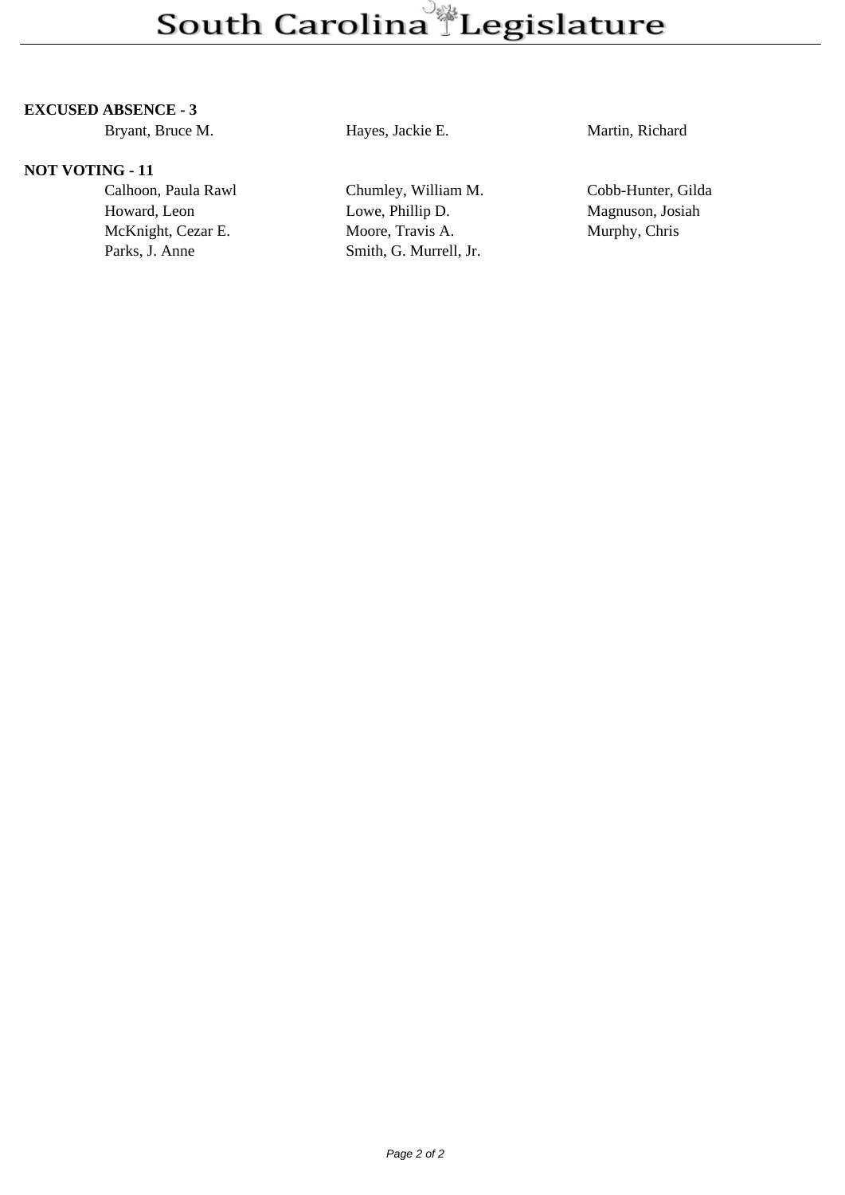**EXCUSED ABSENCE - 3**

| | | |
|---|---|---|
| Bryant, Bruce M. | Hayes, Jackie E. | Martin, Richard |

**NOT VOTING - 11**

| | | |
|---|---|---|
| Calhoon, Paula Rawl | Chumley, William M. | Cobb-Hunter, Gilda |
| Howard, Leon | Lowe, Phillip D. | Magnuson, Josiah |
| McKnight, Cezar E. | Moore, Travis A. | Murphy, Chris |
| Parks, J. Anne | Smith, G. Murrell, Jr. | |